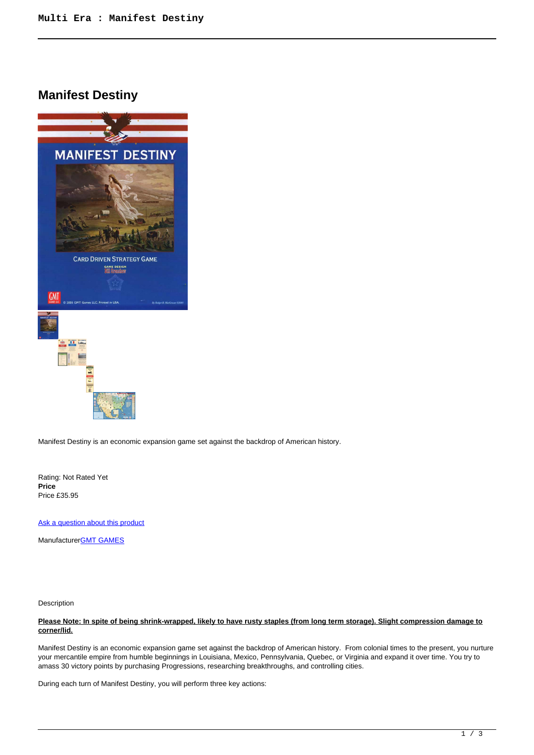# Manifest Destiny

Manifest Destiny is an economic expansion game set against the backdrop of American history.

Rating: Not Rated Yet
**Price**
Price £35.95

[Ask a question about this product](#)

Manufacturer[GMT GAMES](#)

Description

**Please Note: In spite of being shrink-wrapped, likely to have rusty staples (from long term storage). Slight compression damage to corner/lid.**

Manifest Destiny is an economic expansion game set against the backdrop of American history. From colonial times to the present, you nurture your mercantile empire from humble beginnings in Louisiana, Mexico, Pennsylvania, Quebec, or Virginia and expand it over time. You try to amass 30 victory points by purchasing Progressions, researching breakthroughs, and controlling cities.

During each turn of Manifest Destiny, you will perform three key actions: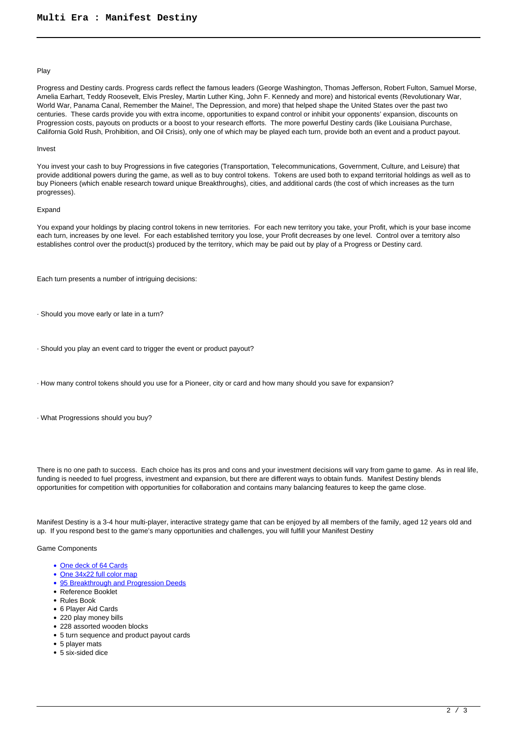Play

Progress and Destiny cards. Progress cards reflect the famous leaders (George Washington, Thomas Jefferson, Robert Fulton, Samuel Morse, Amelia Earhart, Teddy Roosevelt, Elvis Presley, Martin Luther King, John F. Kennedy and more) and historical events (Revolutionary War, World War, Panama Canal, Remember the Maine!, The Depression, and more) that helped shape the United States over the past two centuries. These cards provide you with extra income, opportunities to expand control or inhibit your opponents' expansion, discounts on Progression costs, payouts on products or a boost to your research efforts. The more powerful Destiny cards (like Louisiana Purchase, California Gold Rush, Prohibition, and Oil Crisis), only one of which may be played each turn, provide both an event and a product payout.

Invest

You invest your cash to buy Progressions in five categories (Transportation, Telecommunications, Government, Culture, and Leisure) that provide additional powers during the game, as well as to buy control tokens. Tokens are used both to expand territorial holdings as well as to buy Pioneers (which enable research toward unique Breakthroughs), cities, and additional cards (the cost of which increases as the turn progresses).

Expand

You expand your holdings by placing control tokens in new territories. For each new territory you take, your Profit, which is your base income each turn, increases by one level. For each established territory you lose, your Profit decreases by one level. Control over a territory also establishes control over the product(s) produced by the territory, which may be paid out by play of a Progress or Destiny card.

Each turn presents a number of intriguing decisions:

· Should you move early or late in a turn?

· Should you play an event card to trigger the event or product payout?

· How many control tokens should you use for a Pioneer, city or card and how many should you save for expansion?

· What Progressions should you buy?

There is no one path to success. Each choice has its pros and cons and your investment decisions will vary from game to game. As in real life, funding is needed to fuel progress, investment and expansion, but there are different ways to obtain funds. Manifest Destiny blends opportunities for competition with opportunities for collaboration and contains many balancing features to keep the game close.

Manifest Destiny is a 3-4 hour multi-player, interactive strategy game that can be enjoyed by all members of the family, aged 12 years old and up. If you respond best to the game's many opportunities and challenges, you will fulfill your Manifest Destiny

Game Components

- One deck of 64 Cards
- One 34x22 full color map
- 95 Breakthrough and Progression Deeds
- Reference Booklet
- Rules Book
- 6 Player Aid Cards
- 220 play money bills
- 228 assorted wooden blocks
- 5 turn sequence and product payout cards
- 5 player mats
- 5 six-sided dice